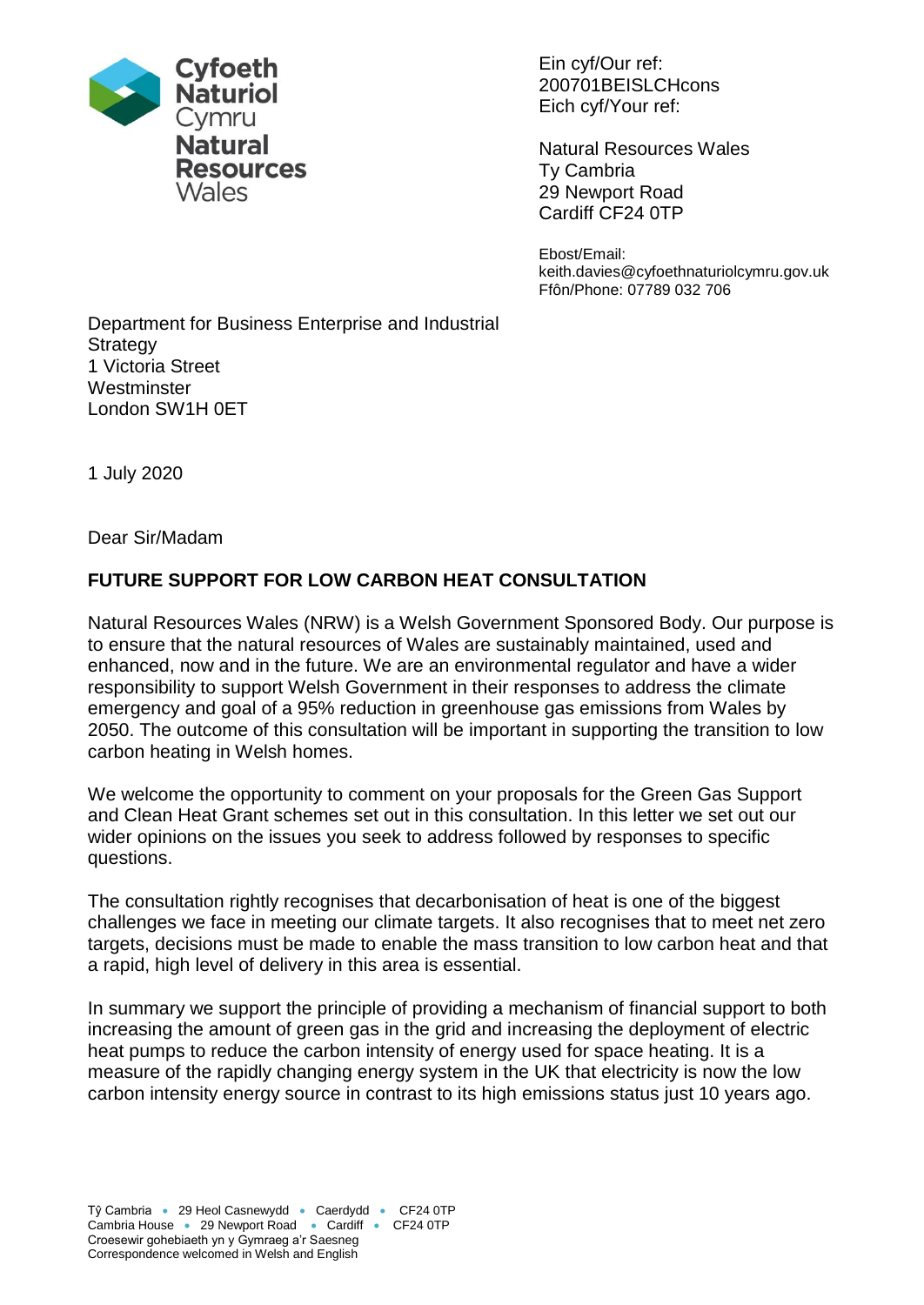Cyfoeth Naturiol Cymru
Natural Resources Wales

Ein cyf/Our ref: 200701BEISLCHcons
Eich cyf/Your ref:

Natural Resources Wales
Ty Cambria
29 Newport Road
Cardiff CF24 0TP

Ebost/Email:
keith.davies@cyfoethnaturiolcymru.gov.uk
Ffôn/Phone: 07789 032 706

Department for Business Enterprise and Industrial Strategy
1 Victoria Street
Westminster
London SW1H 0ET

1 July 2020

Dear Sir/Madam

**FUTURE SUPPORT FOR LOW CARBON HEAT CONSULTATION**

Natural Resources Wales (NRW) is a Welsh Government Sponsored Body. Our purpose is to ensure that the natural resources of Wales are sustainably maintained, used and enhanced, now and in the future. We are an environmental regulator and have a wider responsibility to support Welsh Government in their responses to address the climate emergency and goal of a 95% reduction in greenhouse gas emissions from Wales by 2050. The outcome of this consultation will be important in supporting the transition to low carbon heating in Welsh homes.

We welcome the opportunity to comment on your proposals for the Green Gas Support and Clean Heat Grant schemes set out in this consultation. In this letter we set out our wider opinions on the issues you seek to address followed by responses to specific questions.

The consultation rightly recognises that decarbonisation of heat is one of the biggest challenges we face in meeting our climate targets. It also recognises that to meet net zero targets, decisions must be made to enable the mass transition to low carbon heat and that a rapid, high level of delivery in this area is essential.

In summary we support the principle of providing a mechanism of financial support to both increasing the amount of green gas in the grid and increasing the deployment of electric heat pumps to reduce the carbon intensity of energy used for space heating. It is a measure of the rapidly changing energy system in the UK that electricity is now the low carbon intensity energy source in contrast to its high emissions status just 10 years ago.

Tŷ Cambria • 29 Heol Casnewydd • Caerdydd • CF24 0TP
Cambria House • 29 Newport Road • Cardiff • CF24 0TP
Croesewir gohebiaeth yn y Gymraeg a'r Saesneg
Correspondence welcomed in Welsh and English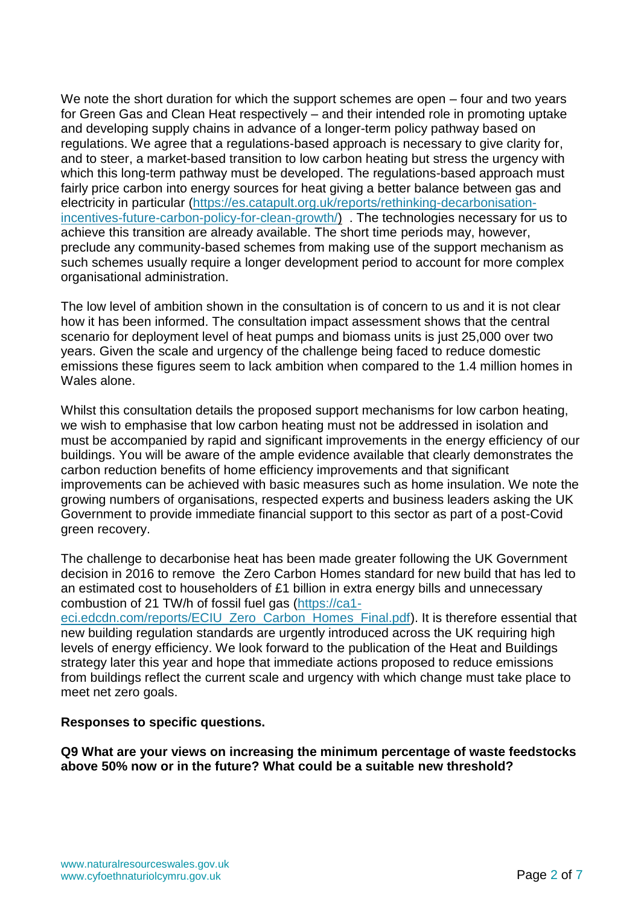We note the short duration for which the support schemes are open – four and two years for Green Gas and Clean Heat respectively – and their intended role in promoting uptake and developing supply chains in advance of a longer-term policy pathway based on regulations. We agree that a regulations-based approach is necessary to give clarity for, and to steer, a market-based transition to low carbon heating but stress the urgency with which this long-term pathway must be developed. The regulations-based approach must fairly price carbon into energy sources for heat giving a better balance between gas and electricity in particular (https://es.catapult.org.uk/reports/rethinking-decarbonisation-incentives-future-carbon-policy-for-clean-growth/) . The technologies necessary for us to achieve this transition are already available. The short time periods may, however, preclude any community-based schemes from making use of the support mechanism as such schemes usually require a longer development period to account for more complex organisational administration.

The low level of ambition shown in the consultation is of concern to us and it is not clear how it has been informed. The consultation impact assessment shows that the central scenario for deployment level of heat pumps and biomass units is just 25,000 over two years. Given the scale and urgency of the challenge being faced to reduce domestic emissions these figures seem to lack ambition when compared to the 1.4 million homes in Wales alone.

Whilst this consultation details the proposed support mechanisms for low carbon heating, we wish to emphasise that low carbon heating must not be addressed in isolation and must be accompanied by rapid and significant improvements in the energy efficiency of our buildings. You will be aware of the ample evidence available that clearly demonstrates the carbon reduction benefits of home efficiency improvements and that significant improvements can be achieved with basic measures such as home insulation. We note the growing numbers of organisations, respected experts and business leaders asking the UK Government to provide immediate financial support to this sector as part of a post-Covid green recovery.

The challenge to decarbonise heat has been made greater following the UK Government decision in 2016 to remove the Zero Carbon Homes standard for new build that has led to an estimated cost to householders of £1 billion in extra energy bills and unnecessary combustion of 21 TW/h of fossil fuel gas (https://ca1-eci.edcdn.com/reports/ECIU_Zero_Carbon_Homes_Final.pdf). It is therefore essential that new building regulation standards are urgently introduced across the UK requiring high levels of energy efficiency. We look forward to the publication of the Heat and Buildings strategy later this year and hope that immediate actions proposed to reduce emissions from buildings reflect the current scale and urgency with which change must take place to meet net zero goals.

**Responses to specific questions.**

**Q9 What are your views on increasing the minimum percentage of waste feedstocks above 50% now or in the future? What could be a suitable new threshold?**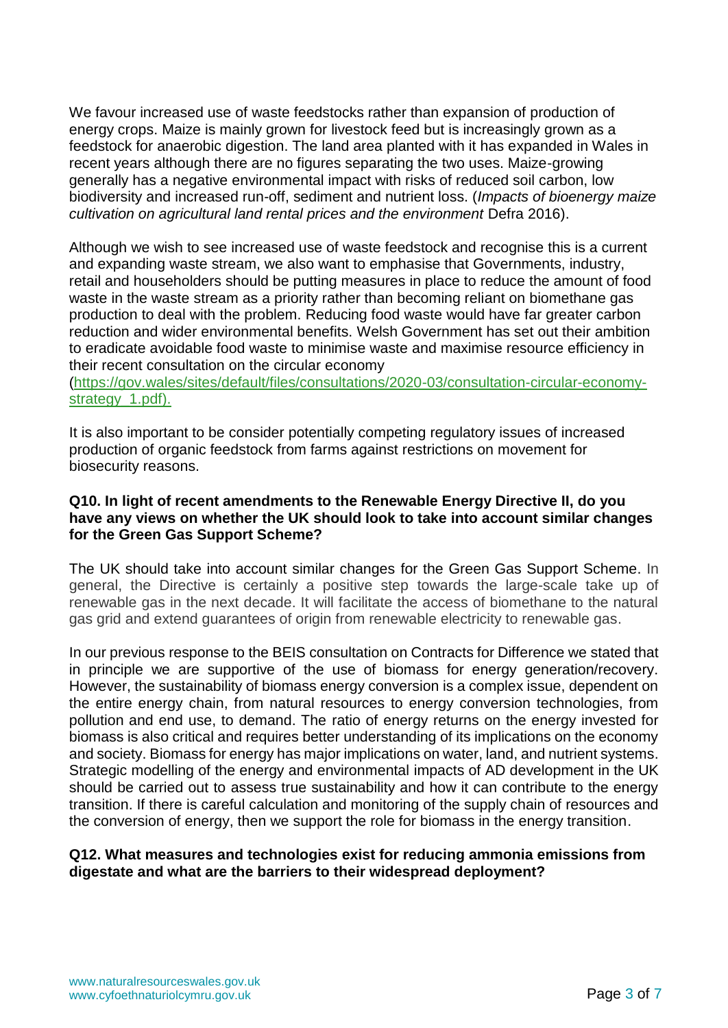We favour increased use of waste feedstocks rather than expansion of production of energy crops. Maize is mainly grown for livestock feed but is increasingly grown as a feedstock for anaerobic digestion. The land area planted with it has expanded in Wales in recent years although there are no figures separating the two uses. Maize-growing generally has a negative environmental impact with risks of reduced soil carbon, low biodiversity and increased run-off, sediment and nutrient loss. (*Impacts of bioenergy maize cultivation on agricultural land rental prices and the environment* Defra 2016).

Although we wish to see increased use of waste feedstock and recognise this is a current and expanding waste stream, we also want to emphasise that Governments, industry, retail and householders should be putting measures in place to reduce the amount of food waste in the waste stream as a priority rather than becoming reliant on biomethane gas production to deal with the problem. Reducing food waste would have far greater carbon reduction and wider environmental benefits. Welsh Government has set out their ambition to eradicate avoidable food waste to minimise waste and maximise resource efficiency in their recent consultation on the circular economy (https://gov.wales/sites/default/files/consultations/2020-03/consultation-circular-economy-strategy_1.pdf).

It is also important to be consider potentially competing regulatory issues of increased production of organic feedstock from farms against restrictions on movement for biosecurity reasons.

**Q10. In light of recent amendments to the Renewable Energy Directive II, do you have any views on whether the UK should look to take into account similar changes for the Green Gas Support Scheme?**

The UK should take into account similar changes for the Green Gas Support Scheme. In general, the Directive is certainly a positive step towards the large-scale take up of renewable gas in the next decade. It will facilitate the access of biomethane to the natural gas grid and extend guarantees of origin from renewable electricity to renewable gas.

In our previous response to the BEIS consultation on Contracts for Difference we stated that in principle we are supportive of the use of biomass for energy generation/recovery. However, the sustainability of biomass energy conversion is a complex issue, dependent on the entire energy chain, from natural resources to energy conversion technologies, from pollution and end use, to demand. The ratio of energy returns on the energy invested for biomass is also critical and requires better understanding of its implications on the economy and society. Biomass for energy has major implications on water, land, and nutrient systems. Strategic modelling of the energy and environmental impacts of AD development in the UK should be carried out to assess true sustainability and how it can contribute to the energy transition. If there is careful calculation and monitoring of the supply chain of resources and the conversion of energy, then we support the role for biomass in the energy transition.

**Q12. What measures and technologies exist for reducing ammonia emissions from digestate and what are the barriers to their widespread deployment?**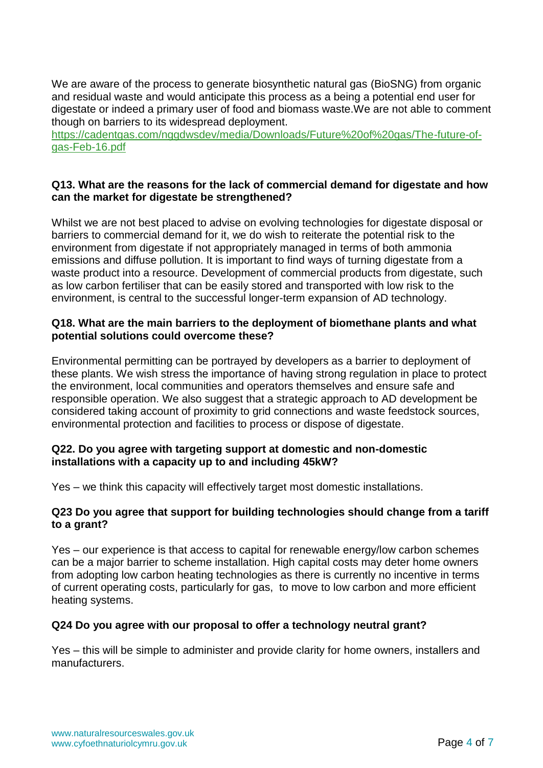We are aware of the process to generate biosynthetic natural gas (BioSNG) from organic and residual waste and would anticipate this process as a being a potential end user for digestate or indeed a primary user of food and biomass waste.We are not able to comment though on barriers to its widespread deployment.
[https://cadentgas.com/nggdwsdev/media/Downloads/Future%20of%20gas/The-future-of-gas-Feb-16.pdf](https://cadentgas.com/nggdwsdev/media/Downloads/Future%20of%20gas/The-future-of-gas-Feb-16.pdf)

**Q13. What are the reasons for the lack of commercial demand for digestate and how can the market for digestate be strengthened?**

Whilst we are not best placed to advise on evolving technologies for digestate disposal or barriers to commercial demand for it, we do wish to reiterate the potential risk to the environment from digestate if not appropriately managed in terms of both ammonia emissions and diffuse pollution. It is important to find ways of turning digestate from a waste product into a resource. Development of commercial products from digestate, such as low carbon fertiliser that can be easily stored and transported with low risk to the environment, is central to the successful longer-term expansion of AD technology.

**Q18. What are the main barriers to the deployment of biomethane plants and what potential solutions could overcome these?**

Environmental permitting can be portrayed by developers as a barrier to deployment of these plants. We wish stress the importance of having strong regulation in place to protect the environment, local communities and operators themselves and ensure safe and responsible operation. We also suggest that a strategic approach to AD development be considered taking account of proximity to grid connections and waste feedstock sources, environmental protection and facilities to process or dispose of digestate.

**Q22. Do you agree with targeting support at domestic and non-domestic installations with a capacity up to and including 45kW?**

Yes – we think this capacity will effectively target most domestic installations.

**Q23 Do you agree that support for building technologies should change from a tariff to a grant?**

Yes – our experience is that access to capital for renewable energy/low carbon schemes can be a major barrier to scheme installation. High capital costs may deter home owners from adopting low carbon heating technologies as there is currently no incentive in terms of current operating costs, particularly for gas, to move to low carbon and more efficient heating systems.

**Q24 Do you agree with our proposal to offer a technology neutral grant?**

Yes – this will be simple to administer and provide clarity for home owners, installers and manufacturers.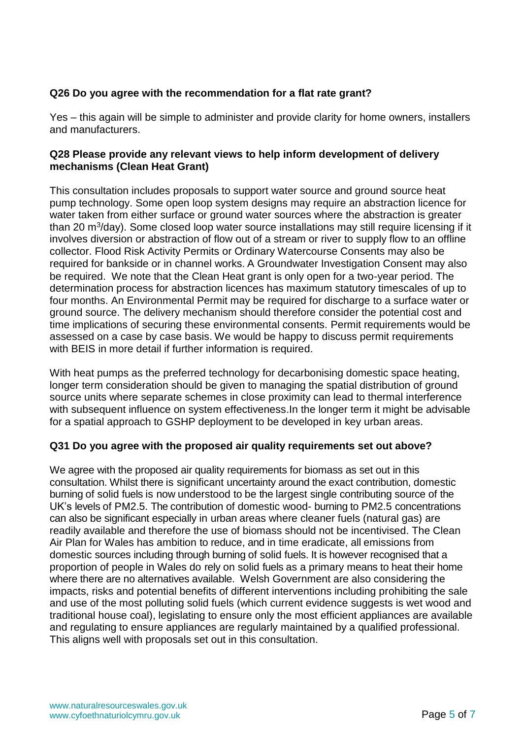**Q26 Do you agree with the recommendation for a flat rate grant?**

Yes – this again will be simple to administer and provide clarity for home owners, installers and manufacturers.

**Q28 Please provide any relevant views to help inform development of delivery mechanisms (Clean Heat Grant)**

This consultation includes proposals to support water source and ground source heat pump technology. Some open loop system designs may require an abstraction licence for water taken from either surface or ground water sources where the abstraction is greater than 20 $m^3$/day). Some closed loop water source installations may still require licensing if it involves diversion or abstraction of flow out of a stream or river to supply flow to an offline collector. Flood Risk Activity Permits or Ordinary Watercourse Consents may also be required for bankside or in channel works. A Groundwater Investigation Consent may also be required. We note that the Clean Heat grant is only open for a two-year period. The determination process for abstraction licences has maximum statutory timescales of up to four months. An Environmental Permit may be required for discharge to a surface water or ground source. The delivery mechanism should therefore consider the potential cost and time implications of securing these environmental consents. Permit requirements would be assessed on a case by case basis. We would be happy to discuss permit requirements with BEIS in more detail if further information is required.

With heat pumps as the preferred technology for decarbonising domestic space heating, longer term consideration should be given to managing the spatial distribution of ground source units where separate schemes in close proximity can lead to thermal interference with subsequent influence on system effectiveness.In the longer term it might be advisable for a spatial approach to GSHP deployment to be developed in key urban areas.

**Q31 Do you agree with the proposed air quality requirements set out above?**

We agree with the proposed air quality requirements for biomass as set out in this consultation. Whilst there is significant uncertainty around the exact contribution, domestic burning of solid fuels is now understood to be the largest single contributing source of the UK's levels of PM2.5. The contribution of domestic wood- burning to PM2.5 concentrations can also be significant especially in urban areas where cleaner fuels (natural gas) are readily available and therefore the use of biomass should not be incentivised. The Clean Air Plan for Wales has ambition to reduce, and in time eradicate, all emissions from domestic sources including through burning of solid fuels. It is however recognised that a proportion of people in Wales do rely on solid fuels as a primary means to heat their home where there are no alternatives available. Welsh Government are also considering the impacts, risks and potential benefits of different interventions including prohibiting the sale and use of the most polluting solid fuels (which current evidence suggests is wet wood and traditional house coal), legislating to ensure only the most efficient appliances are available and regulating to ensure appliances are regularly maintained by a qualified professional. This aligns well with proposals set out in this consultation.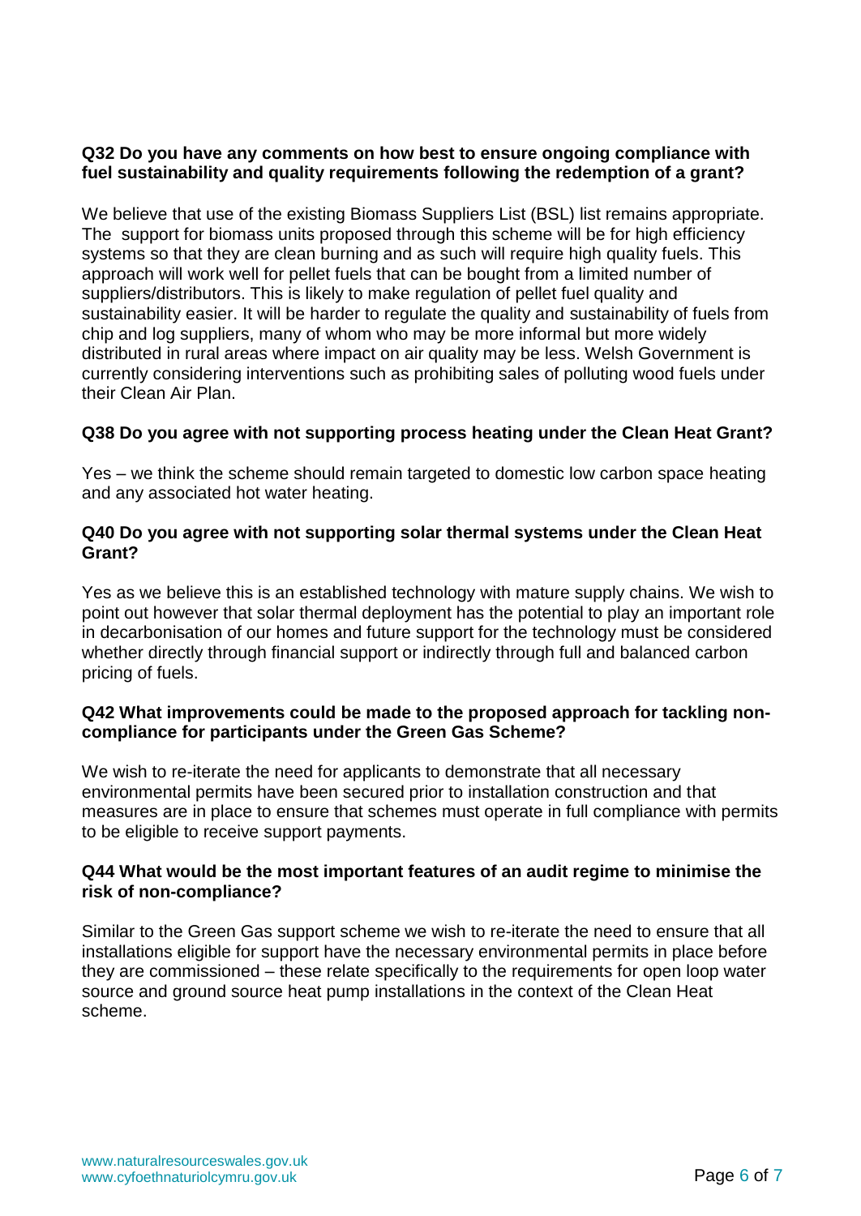**Q32 Do you have any comments on how best to ensure ongoing compliance with fuel sustainability and quality requirements following the redemption of a grant?**

We believe that use of the existing Biomass Suppliers List (BSL) list remains appropriate. The support for biomass units proposed through this scheme will be for high efficiency systems so that they are clean burning and as such will require high quality fuels. This approach will work well for pellet fuels that can be bought from a limited number of suppliers/distributors. This is likely to make regulation of pellet fuel quality and sustainability easier. It will be harder to regulate the quality and sustainability of fuels from chip and log suppliers, many of whom who may be more informal but more widely distributed in rural areas where impact on air quality may be less. Welsh Government is currently considering interventions such as prohibiting sales of polluting wood fuels under their Clean Air Plan.

**Q38 Do you agree with not supporting process heating under the Clean Heat Grant?**

Yes – we think the scheme should remain targeted to domestic low carbon space heating and any associated hot water heating.

**Q40 Do you agree with not supporting solar thermal systems under the Clean Heat Grant?**

Yes as we believe this is an established technology with mature supply chains. We wish to point out however that solar thermal deployment has the potential to play an important role in decarbonisation of our homes and future support for the technology must be considered whether directly through financial support or indirectly through full and balanced carbon pricing of fuels.

**Q42 What improvements could be made to the proposed approach for tackling non-compliance for participants under the Green Gas Scheme?**

We wish to re-iterate the need for applicants to demonstrate that all necessary environmental permits have been secured prior to installation construction and that measures are in place to ensure that schemes must operate in full compliance with permits to be eligible to receive support payments.

**Q44 What would be the most important features of an audit regime to minimise the risk of non-compliance?**

Similar to the Green Gas support scheme we wish to re-iterate the need to ensure that all installations eligible for support have the necessary environmental permits in place before they are commissioned – these relate specifically to the requirements for open loop water source and ground source heat pump installations in the context of the Clean Heat scheme.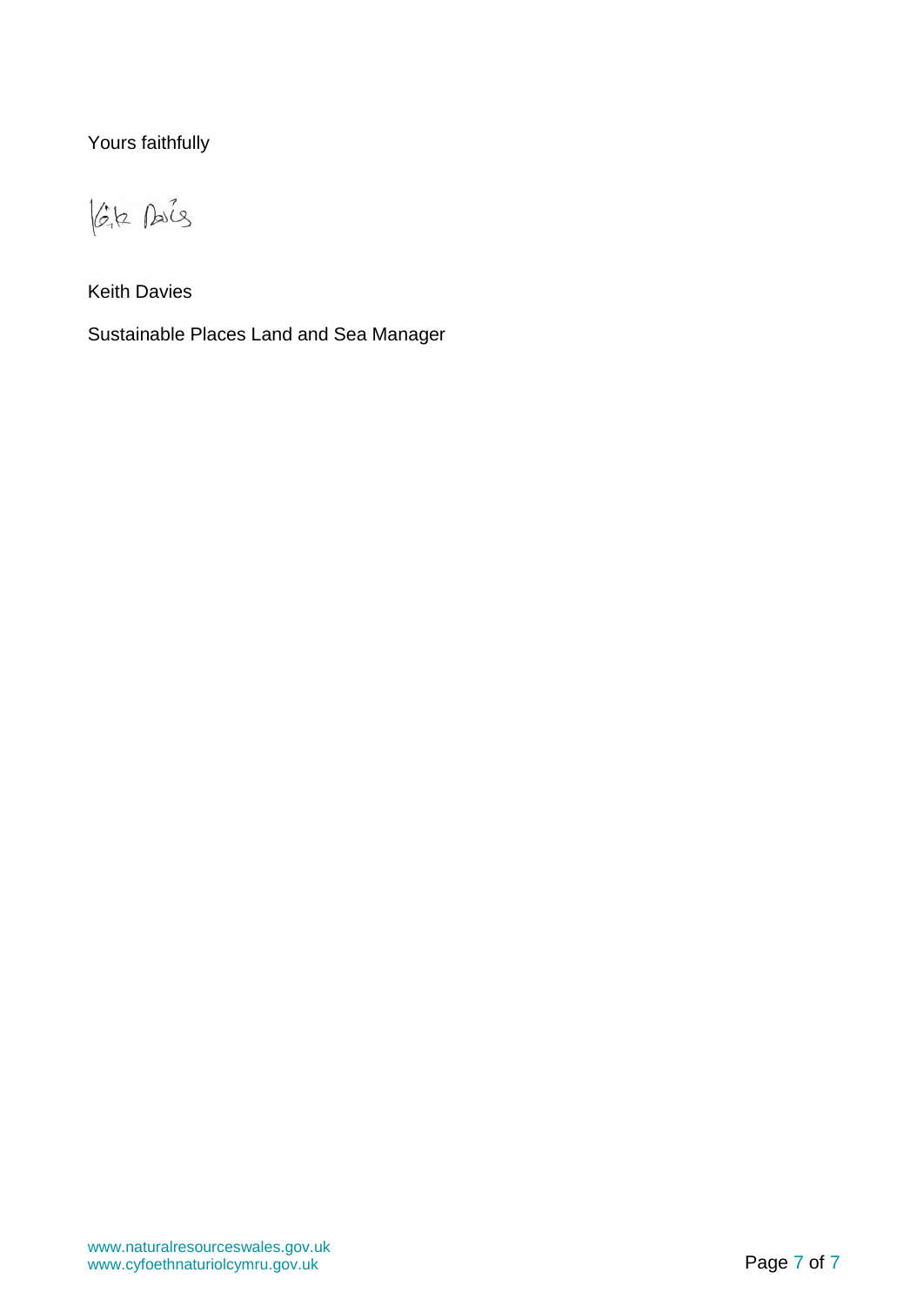Yours faithfully

Keith Davies

Sustainable Places Land and Sea Manager

www.naturalresourceswales.gov.uk
www.cyfoethnaturiolcymru.gov.uk